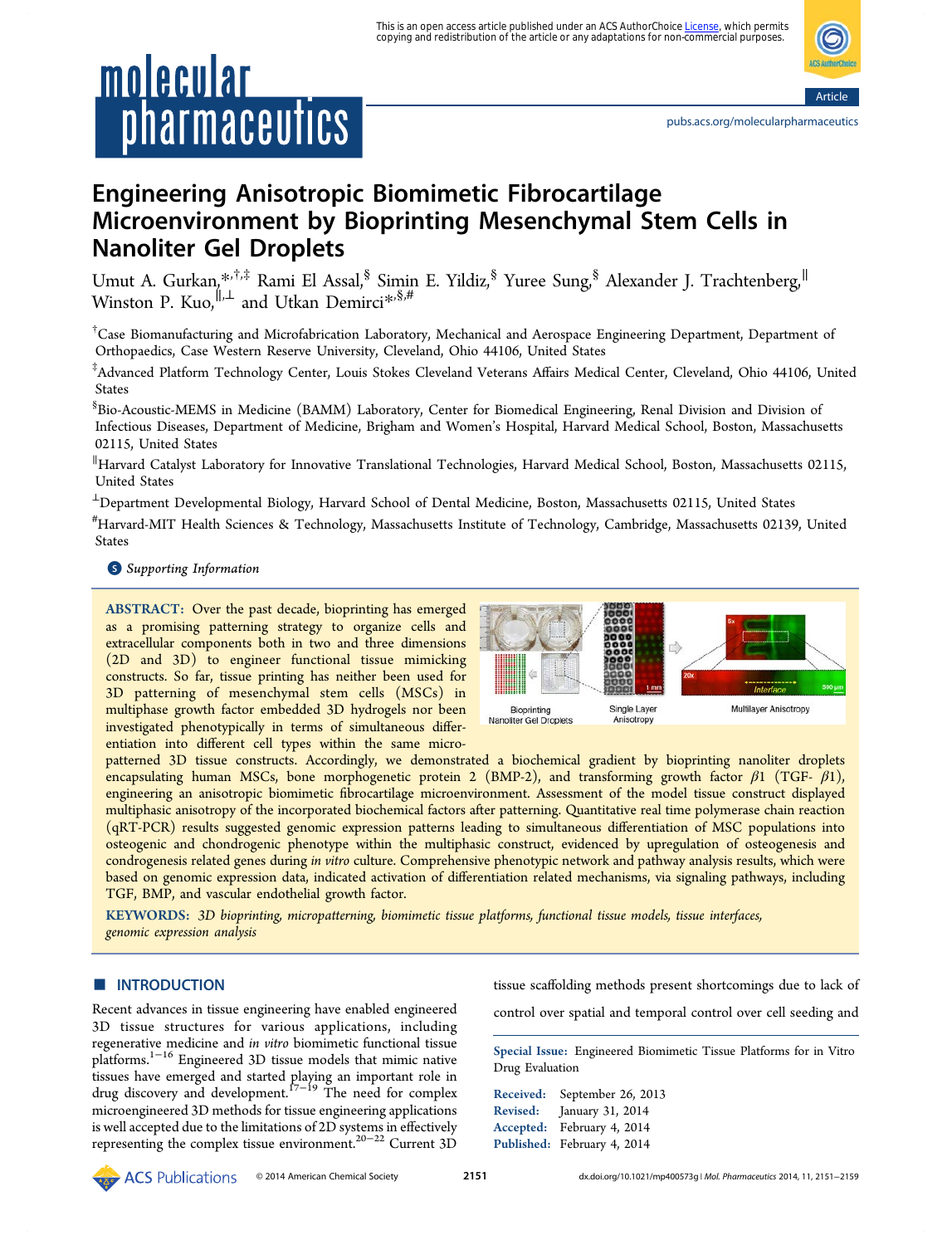# Engineering Anisotropic Biomimetic Fibrocartilage Microenvironment by Bioprinting Mesenchymal Stem Cells in Nanoliter Gel Droplets

Umut A. Gurkan,[*,†,‡] Rami El Assal,[§] Simin E. Yildiz,[§] Yuree Sung,[§] Alexander J. Trachtenberg,[∥] Winston P. Kuo,[∥,⊥] and Utkan Demirci[*,§,#]

[†]Case Biomanufacturing and Microfabrication Laboratory, Mechanical and Aerospace Engineering Department, Department of Orthopaedics, Case Western Reserve University, Cleveland, Ohio 44106, United States

[‡]Advanced Platform Technology Center, Louis Stokes Cleveland Veterans Affairs Medical Center, Cleveland, Ohio 44106, United States

[§]Bio-Acoustic-MEMS in Medicine (BAMM) Laboratory, Center for Biomedical Engineering, Renal Division and Division of Infectious Diseases, Department of Medicine, Brigham and Women's Hospital, Harvard Medical School, Boston, Massachusetts 02115, United States

[∥]Harvard Catalyst Laboratory for Innovative Translational Technologies, Harvard Medical School, Boston, Massachusetts 02115, United States

[⊥]Department Developmental Biology, Harvard School of Dental Medicine, Boston, Massachusetts 02115, United States

[#]Harvard-MIT Health Sciences & Technology, Massachusetts Institute of Technology, Cambridge, Massachusetts 02139, United States

*Supporting Information*

**ABSTRACT:** Over the past decade, bioprinting has emerged as a promising patterning strategy to organize cells and extracellular components both in two and three dimensions (2D and 3D) to engineer functional tissue mimicking constructs. So far, tissue printing has neither been used for 3D patterning of mesenchymal stem cells (MSCs) in multiphase growth factor embedded 3D hydrogels nor been investigated phenotypically in terms of simultaneous differentiation into different cell types within the same micropatterned 3D tissue constructs. Accordingly, we demonstrated a biochemical gradient by bioprinting nanoliter droplets encapsulating human MSCs, bone morphogenetic protein 2 (BMP-2), and transforming growth factor $\beta$1 (TGF- $\beta$1), engineering an anisotropic biomimetic fibrocartilage microenvironment. Assessment of the model tissue construct displayed multiphasic anisotropy of the incorporated biochemical factors after patterning. Quantitative real time polymerase chain reaction (qRT-PCR) results suggested genomic expression patterns leading to simultaneous differentiation of MSC populations into osteogenic and chondrogenic phenotype within the multiphasic construct, evidenced by upregulation of osteogenesis and condrogenesis related genes during *in vitro* culture. Comprehensive phenotypic network and pathway analysis results, which were based on genomic expression data, indicated activation of differentiation related mechanisms, via signaling pathways, including TGF, BMP, and vascular endothelial growth factor.

**KEYWORDS:** *3D bioprinting, micropatterning, biomimetic tissue platforms, functional tissue models, tissue interfaces, genomic expression analysis*

## INTRODUCTION

Recent advances in tissue engineering have enabled engineered 3D tissue structures for various applications, including regenerative medicine and *in vitro* biomimetic functional tissue platforms.[1−16] Engineered 3D tissue models that mimic native tissues have emerged and started playing an important role in drug discovery and development.[17−19] The need for complex microengineered 3D methods for tissue engineering applications is well accepted due to the limitations of 2D systems in effectively representing the complex tissue environment.[20−22] Current 3D tissue scaffolding methods present shortcomings due to lack of control over spatial and temporal control over cell seeding and

Special Issue: Engineered Biomimetic Tissue Platforms for in Vitro Drug Evaluation

Received: September 26, 2013
Revised: January 31, 2014
Accepted: February 4, 2014
Published: February 4, 2014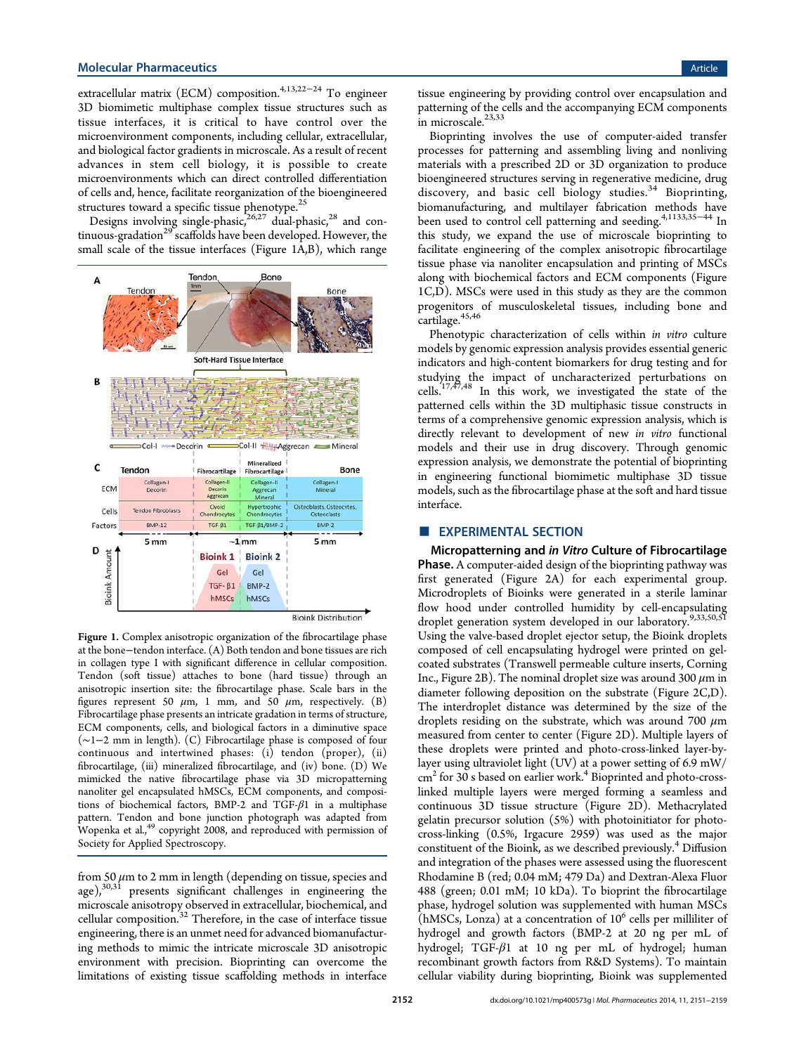extracellular matrix (ECM) composition.[4,13,22−24] To engineer 3D biomimetic multiphase complex tissue structures such as tissue interfaces, it is critical to have control over the microenvironment components, including cellular, extracellular, and biological factor gradients in microscale. As a result of recent advances in stem cell biology, it is possible to create microenvironments which can direct controlled differentiation of cells and, hence, facilitate reorganization of the bioengineered structures toward a specific tissue phenotype.[25]

Designs involving single-phasic,[26,27] dual-phasic,[28] and continuous-gradation[29] scaffolds have been developed. However, the small scale of the tissue interfaces (Figure 1A,B), which range from 50 μm to 2 mm in length (depending on tissue, species and age),[30,31] presents significant challenges in engineering the microscale anisotropy observed in extracellular, biochemical, and cellular composition.[32] Therefore, in the case of interface tissue engineering, there is an unmet need for advanced biomanufacturing methods to mimic the intricate microscale 3D anisotropic environment with precision. Bioprinting can overcome the limitations of existing tissue scaffolding methods in interface tissue engineering by providing control over encapsulation and patterning of the cells and the accompanying ECM components in microscale.[23,33]

Figure 1. Complex anisotropic organization of the fibrocartilage phase at the bone−tendon interface. (A) Both tendon and bone tissues are rich in collagen type I with significant difference in cellular composition. Tendon (soft tissue) attaches to bone (hard tissue) through an anisotropic insertion site: the fibrocartilage phase. Scale bars in the figures represent 50 μm, 1 mm, and 50 μm, respectively. (B) Fibrocartilage phase presents an intricate gradation in terms of structure, ECM components, cells, and biological factors in a diminutive space (~1−2 mm in length). (C) Fibrocartilage phase is composed of four continuous and intertwined phases: (i) tendon (proper), (ii) fibrocartilage, (iii) mineralized fibrocartilage, and (iv) bone. (D) We mimicked the native fibrocartilage phase via 3D micropatterning nanoliter gel encapsulated hMSCs, ECM components, and compositions of biochemical factors, BMP-2 and TGF-β1 in a multiphase pattern. Tendon and bone junction photograph was adapted from Wopenka et al.,[49] copyright 2008, and reproduced with permission of Society for Applied Spectroscopy.

Bioprinting involves the use of computer-aided transfer processes for patterning and assembling living and nonliving materials with a prescribed 2D or 3D organization to produce bioengineered structures serving in regenerative medicine, drug discovery, and basic cell biology studies.[34] Bioprinting, biomanufacturing, and multilayer fabrication methods have been used to control cell patterning and seeding.[4,11,33,35−44] In this study, we expand the use of microscale bioprinting to facilitate engineering of the complex anisotropic fibrocartilage tissue phase via nanoliter encapsulation and printing of MSCs along with biochemical factors and ECM components (Figure 1C,D). MSCs were used in this study as they are the common progenitors of musculoskeletal tissues, including bone and cartilage.[45,46]

Phenotypic characterization of cells within *in vitro* culture models by genomic expression analysis provides essential generic indicators and high-content biomarkers for drug testing and for studying the impact of uncharacterized perturbations on cells.[17,47,48] In this work, we investigated the state of the patterned cells within the 3D multiphasic tissue constructs in terms of a comprehensive genomic expression analysis, which is directly relevant to development of new *in vitro* functional models and their use in drug discovery. Through genomic expression analysis, we demonstrate the potential of bioprinting in engineering functional biomimetic multiphase 3D tissue models, such as the fibrocartilage phase at the soft and hard tissue interface.

## EXPERIMENTAL SECTION

**Micropatterning and *in Vitro* Culture of Fibrocartilage Phase.** A computer-aided design of the bioprinting pathway was first generated (Figure 2A) for each experimental group. Microdroplets of Bioinks were generated in a sterile laminar flow hood under controlled humidity by cell-encapsulating droplet generation system developed in our laboratory.[9,33,50,51] Using the valve-based droplet ejector setup, the Bioink droplets composed of cell encapsulating hydrogel were printed on gel-coated substrates (Transwell permeable culture inserts, Corning Inc., Figure 2B). The nominal droplet size was around 300 μm in diameter following deposition on the substrate (Figure 2C,D). The interdroplet distance was determined by the size of the droplets residing on the substrate, which was around 700 μm measured from center to center (Figure 2D). Multiple layers of these droplets were printed and photo-cross-linked layer-by-layer using ultraviolet light (UV) at a power setting of 6.9 mW/cm$^2$ for 30 s based on earlier work.[4] Bioprinted and photo-cross-linked multiple layers were merged forming a seamless and continuous 3D tissue structure (Figure 2D). Methacrylated gelatin precursor solution (5%) with photoinitiator for photo-cross-linking (0.5%, Irgacure 2959) was used as the major constituent of the Bioink, as we described previously.[4] Diffusion and integration of the phases were assessed using the fluorescent Rhodamine B (red; 0.04 mM; 479 Da) and Dextran-Alexa Fluor 488 (green; 0.01 mM; 10 kDa). To bioprint the fibrocartilage phase, hydrogel solution was supplemented with human MSCs (hMSCs, Lonza) at a concentration of $10^6$ cells per milliliter of hydrogel and growth factors (BMP-2 at 20 ng per mL of hydrogel; TGF-β1 at 10 ng per mL of hydrogel; human recombinant growth factors from R&D Systems). To maintain cellular viability during bioprinting, Bioink was supplemented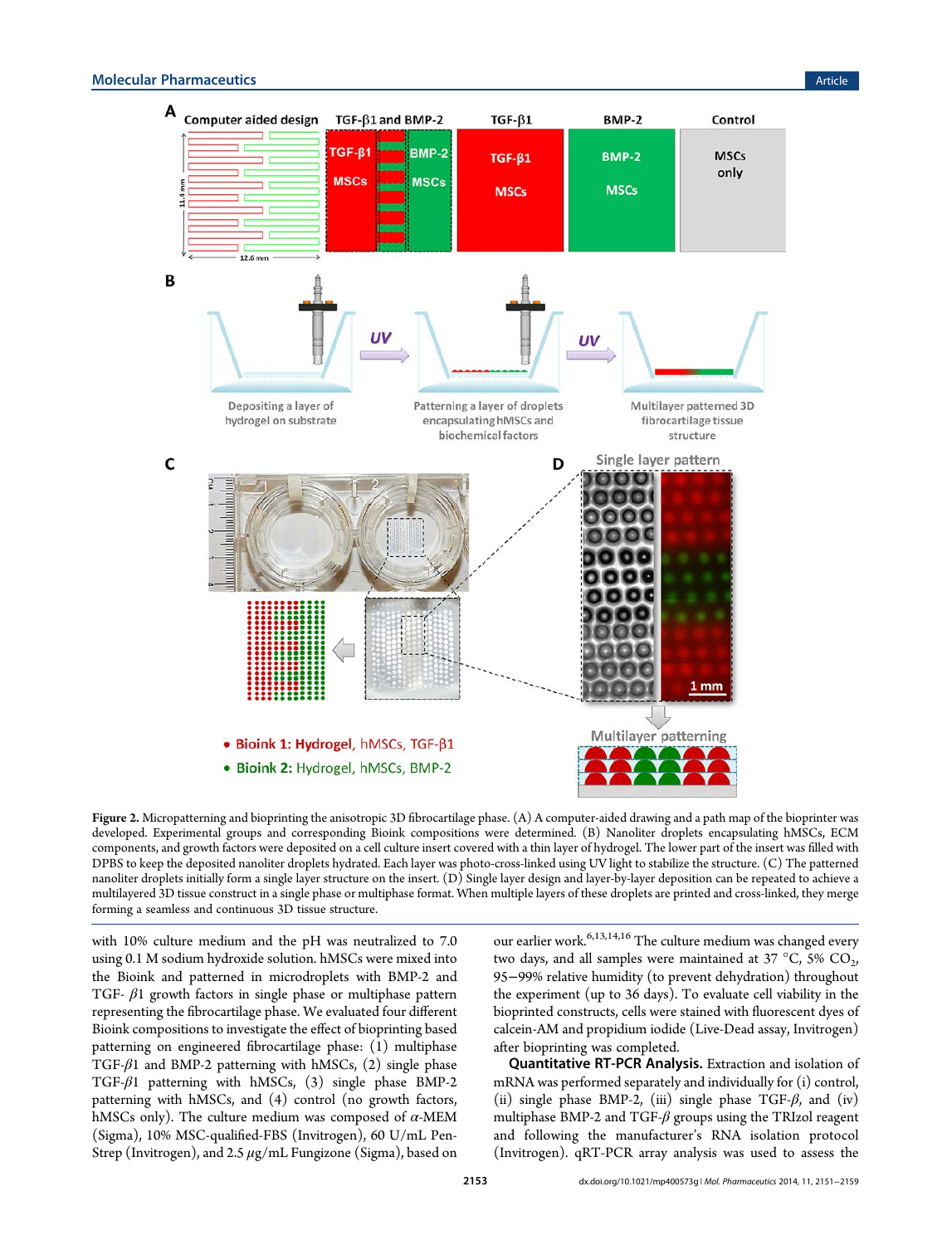Figure 2. Micropatterning and bioprinting the anisotropic 3D fibrocartilage phase. (A) A computer-aided drawing and a path map of the bioprinter was developed. Experimental groups and corresponding Bioink compositions were determined. (B) Nanoliter droplets encapsulating hMSCs, ECM components, and growth factors were deposited on a cell culture insert covered with a thin layer of hydrogel. The lower part of the insert was filled with DPBS to keep the deposited nanoliter droplets hydrated. Each layer was photo-cross-linked using UV light to stabilize the structure. (C) The patterned nanoliter droplets initially form a single layer structure on the insert. (D) Single layer design and layer-by-layer deposition can be repeated to achieve a multilayered 3D tissue construct in a single phase or multiphase format. When multiple layers of these droplets are printed and cross-linked, they merge forming a seamless and continuous 3D tissue structure.

with 10% culture medium and the pH was neutralized to 7.0 using 0.1 M sodium hydroxide solution. hMSCs were mixed into the Bioink and patterned in microdroplets with BMP-2 and TGF- $\beta$1 growth factors in single phase or multiphase pattern representing the fibrocartilage phase. We evaluated four different Bioink compositions to investigate the effect of bioprinting based patterning on engineered fibrocartilage phase: (1) multiphase TGF-$\beta$1 and BMP-2 patterning with hMSCs, (2) single phase TGF-$\beta$1 patterning with hMSCs, (3) single phase BMP-2 patterning with hMSCs, and (4) control (no growth factors, hMSCs only). The culture medium was composed of $\alpha$-MEM (Sigma), 10% MSC-qualified-FBS (Invitrogen), 60 U/mL Pen-Strep (Invitrogen), and 2.5 $\mu$g/mL Fungizone (Sigma), based on our earlier work.[6,13,14,16] The culture medium was changed every two days, and all samples were maintained at 37 °C, 5% $CO_2$, 95−99% relative humidity (to prevent dehydration) throughout the experiment (up to 36 days). To evaluate cell viability in the bioprinted constructs, cells were stained with fluorescent dyes of calcein-AM and propidium iodide (Live-Dead assay, Invitrogen) after bioprinting was completed.

**Quantitative RT-PCR Analysis.** Extraction and isolation of mRNA was performed separately and individually for (i) control, (ii) single phase BMP-2, (iii) single phase TGF-$\beta$, and (iv) multiphase BMP-2 and TGF-$\beta$ groups using the TRIzol reagent and following the manufacturer's RNA isolation protocol (Invitrogen). qRT-PCR array analysis was used to assess the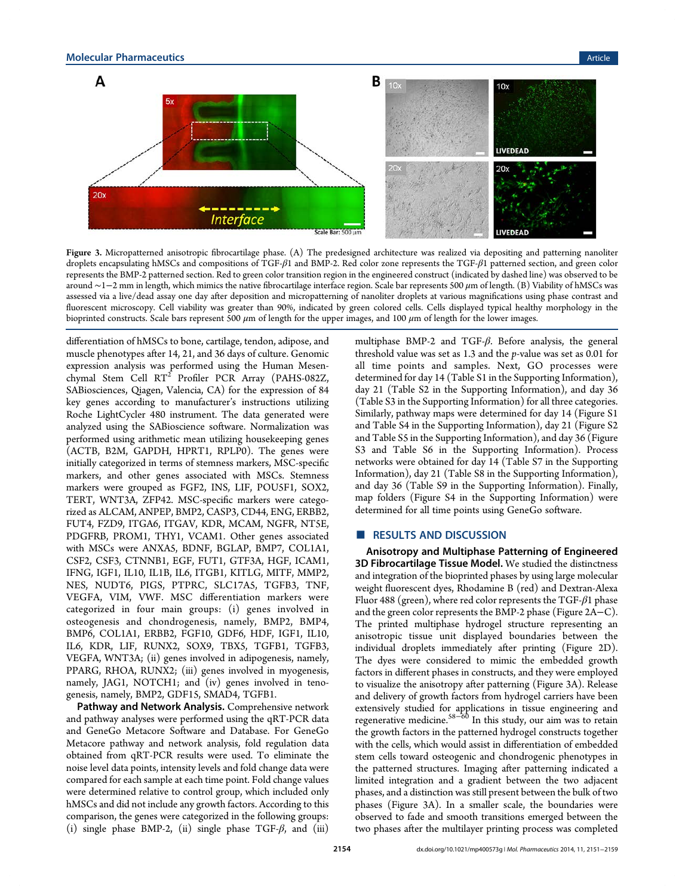**Figure 3.** Micropatterned anisotropic fibrocartilage phase. (A) The predesigned architecture was realized via depositing and patterning nanoliter droplets encapsulating hMSCs and compositions of TGF-$\beta$1 and BMP-2. Red color zone represents the TGF-$\beta$1 patterned section, and green color represents the BMP-2 patterned section. Red to green color transition region in the engineered construct (indicated by dashed line) was observed to be around ~1−2 mm in length, which mimics the native fibrocartilage interface region. Scale bar represents 500 $\mu$m of length. (B) Viability of hMSCs was assessed via a live/dead assay one day after deposition and micropatterning of nanoliter droplets at various magnifications using phase contrast and fluorescent microscopy. Cell viability was greater than 90%, indicated by green colored cells. Cells displayed typical healthy morphology in the bioprinted constructs. Scale bars represent 500 $\mu$m of length for the upper images, and 100 $\mu$m of length for the lower images.

differentiation of hMSCs to bone, cartilage, tendon, adipose, and muscle phenotypes after 14, 21, and 36 days of culture. Genomic expression analysis was performed using the Human Mesenchymal Stem Cell RT[2] Profiler PCR Array (PAHS-082Z, SABiosciences, Qiagen, Valencia, CA) for the expression of 84 key genes according to manufacturer's instructions utilizing Roche LightCycler 480 instrument. The data generated were analyzed using the SABioscience software. Normalization was performed using arithmetic mean utilizing housekeeping genes (ACTB, B2M, GAPDH, HPRT1, RPLP0). The genes were initially categorized in terms of stemness markers, MSC-specific markers, and other genes associated with MSCs. Stemness markers were grouped as FGF2, INS, LIF, POU5F1, SOX2, TERT, WNT3A, ZFP42. MSC-specific markers were categorized as ALCAM, ANPEP, BMP2, CASP3, CD44, ENG, ERBB2, FUT4, FZD9, ITGA6, ITGAV, KDR, MCAM, NGFR, NT5E, PDGFRB, PROM1, THY1, VCAM1. Other genes associated with MSCs were ANXA5, BDNF, BGLAP, BMP7, COL1A1, CSF2, CSF3, CTNNB1, EGF, FUT1, GTF3A, HGF, ICAM1, IFNG, IGF1, IL10, IL1B, IL6, ITGB1, KITLG, MITF, MMP2, NES, NUDT6, PIGS, PTPRC, SLC17A5, TGFB3, TNF, VEGFA, VIM, VWF. MSC differentiation markers were categorized in four main groups: (i) genes involved in osteogenesis and chondrogenesis, namely, BMP2, BMP4, BMP6, COL1A1, ERBB2, FGF10, GDF6, HDF, IGF1, IL10, IL6, KDR, LIF, RUNX2, SOX9, TBX5, TGFB1, TGFB3, VEGFA, WNT3A; (ii) genes involved in adipogenesis, namely, PPARG, RHOA, RUNX2; (iii) genes involved in myogenesis, namely, JAG1, NOTCH1; and (iv) genes involved in tenogenesis, namely, BMP2, GDF15, SMAD4, TGFB1.

**Pathway and Network Analysis.** Comprehensive network and pathway analyses were performed using the qRT-PCR data and GeneGo Metacore Software and Database. For GeneGo Metacore pathway and network analysis, fold regulation data obtained from qRT-PCR results were used. To eliminate the noise level data points, intensity levels and fold change data were compared for each sample at each time point. Fold change values were determined relative to control group, which included only hMSCs and did not include any growth factors. According to this comparison, the genes were categorized in the following groups: (i) single phase BMP-2, (ii) single phase TGF-$\beta$, and (iii) multiphase BMP-2 and TGF-$\beta$. Before analysis, the general threshold value was set as 1.3 and the $p$-value was set as 0.01 for all time points and samples. Next, GO processes were determined for day 14 (Table S1 in the Supporting Information), day 21 (Table S2 in the Supporting Information), and day 36 (Table S3 in the Supporting Information) for all three categories. Similarly, pathway maps were determined for day 14 (Figure S1 and Table S4 in the Supporting Information), day 21 (Figure S2 and Table S5 in the Supporting Information), and day 36 (Figure S3 and Table S6 in the Supporting Information). Process networks were obtained for day 14 (Table S7 in the Supporting Information), day 21 (Table S8 in the Supporting Information), and day 36 (Table S9 in the Supporting Information). Finally, map folders (Figure S4 in the Supporting Information) were determined for all time points using GeneGo software.

## ■ RESULTS AND DISCUSSION

**Anisotropy and Multiphase Patterning of Engineered 3D Fibrocartilage Tissue Model.** We studied the distinctness and integration of the bioprinted phases by using large molecular weight fluorescent dyes, Rhodamine B (red) and Dextran-Alexa Fluor 488 (green), where red color represents the TGF-$\beta$1 phase and the green color represents the BMP-2 phase (Figure 2A−C). The printed multiphase hydrogel structure representing an anisotropic tissue unit displayed boundaries between the individual droplets immediately after printing (Figure 2D). The dyes were considered to mimic the embedded growth factors in different phases in constructs, and they were employed to visualize the anisotropy after patterning (Figure 3A). Release and delivery of growth factors from hydrogel carriers have been extensively studied for applications in tissue engineering and regenerative medicine.[58−60] In this study, our aim was to retain the growth factors in the patterned hydrogel constructs together with the cells, which would assist in differentiation of embedded stem cells toward osteogenic and chondrogenic phenotypes in the patterned structures. Imaging after patterning indicated a limited integration and a gradient between the two adjacent phases, and a distinction was still present between the bulk of two phases (Figure 3A). In a smaller scale, the boundaries were observed to fade and smooth transitions emerged between the two phases after the multilayer printing process was completed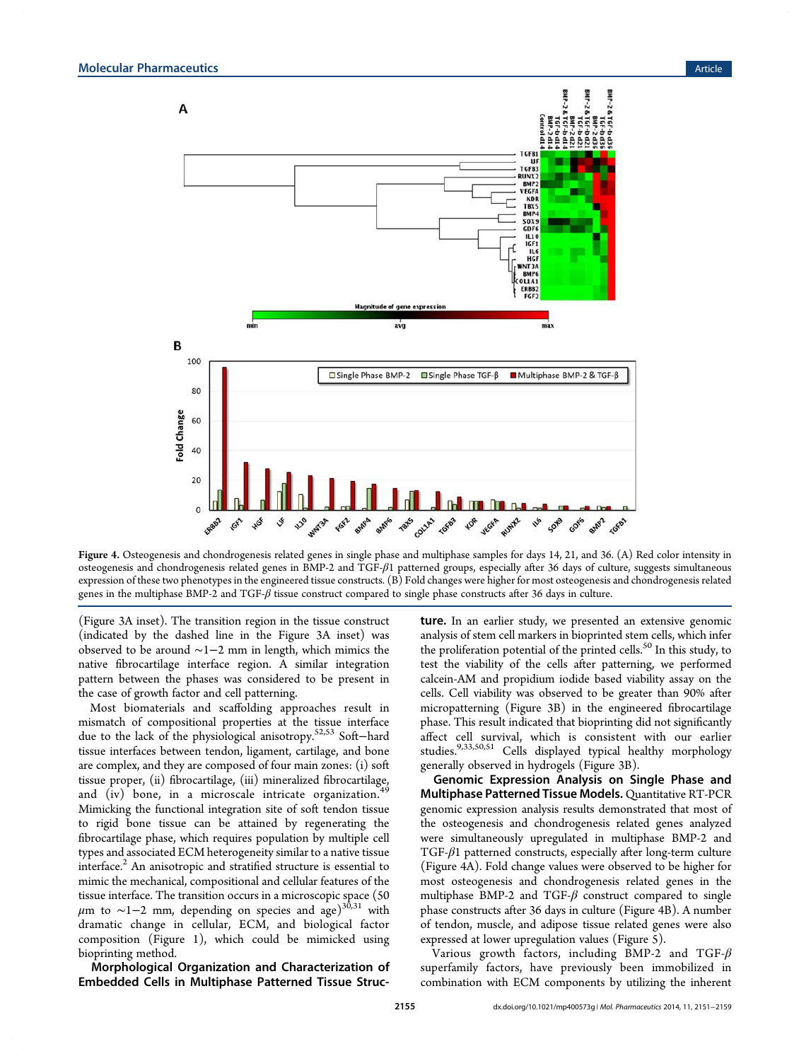Figure 4. Osteogenesis and chondrogenesis related genes in single phase and multiphase samples for days 14, 21, and 36. (A) Red color intensity in osteogenesis and chondrogenesis related genes in BMP-2 and TGF-β1 patterned groups, especially after 36 days of culture, suggests simultaneous expression of these two phenotypes in the engineered tissue constructs. (B) Fold changes were higher for most osteogenesis and chondrogenesis related genes in the multiphase BMP-2 and TGF-β tissue construct compared to single phase constructs after 36 days in culture.

(Figure 3A inset). The transition region in the tissue construct (indicated by the dashed line in the Figure 3A inset) was observed to be around ∼1−2 mm in length, which mimics the native fibrocartilage interface region. A similar integration pattern between the phases was considered to be present in the case of growth factor and cell patterning.

Most biomaterials and scaffolding approaches result in mismatch of compositional properties at the tissue interface due to the lack of the physiological anisotropy.[52,53] Soft−hard tissue interfaces between tendon, ligament, cartilage, and bone are complex, and they are composed of four main zones: (i) soft tissue proper, (ii) fibrocartilage, (iii) mineralized fibrocartilage, and (iv) bone, in a microscale intricate organization.[49] Mimicking the functional integration site of soft tendon tissue to rigid bone tissue can be attained by regenerating the fibrocartilage phase, which requires population by multiple cell types and associated ECM heterogeneity similar to a native tissue interface.[2] An anisotropic and stratified structure is essential to mimic the mechanical, compositional and cellular features of the tissue interface. The transition occurs in a microscopic space (50 μm to ∼1−2 mm, depending on species and age)[30,31] with dramatic change in cellular, ECM, and biological factor composition (Figure 1), which could be mimicked using bioprinting method.

**Morphological Organization and Characterization of Embedded Cells in Multiphase Patterned Tissue Structure.** In an earlier study, we presented an extensive genomic analysis of stem cell markers in bioprinted stem cells, which infer the proliferation potential of the printed cells.[50] In this study, to test the viability of the cells after patterning, we performed calcein-AM and propidium iodide based viability assay on the cells. Cell viability was observed to be greater than 90% after micropatterning (Figure 3B) in the engineered fibrocartilage phase. This result indicated that bioprinting did not significantly affect cell survival, which is consistent with our earlier studies.[9,33,50,51] Cells displayed typical healthy morphology generally observed in hydrogels (Figure 3B).

**Genomic Expression Analysis on Single Phase and Multiphase Patterned Tissue Models.** Quantitative RT-PCR genomic expression analysis results demonstrated that most of the osteogenesis and chondrogenesis related genes analyzed were simultaneously upregulated in multiphase BMP-2 and TGF-β1 patterned constructs, especially after long-term culture (Figure 4A). Fold change values were observed to be higher for most osteogenesis and chondrogenesis related genes in the multiphase BMP-2 and TGF-β construct compared to single phase constructs after 36 days in culture (Figure 4B). A number of tendon, muscle, and adipose tissue related genes were also expressed at lower upregulation values (Figure 5).

Various growth factors, including BMP-2 and TGF-β superfamily factors, have previously been immobilized in combination with ECM components by utilizing the inherent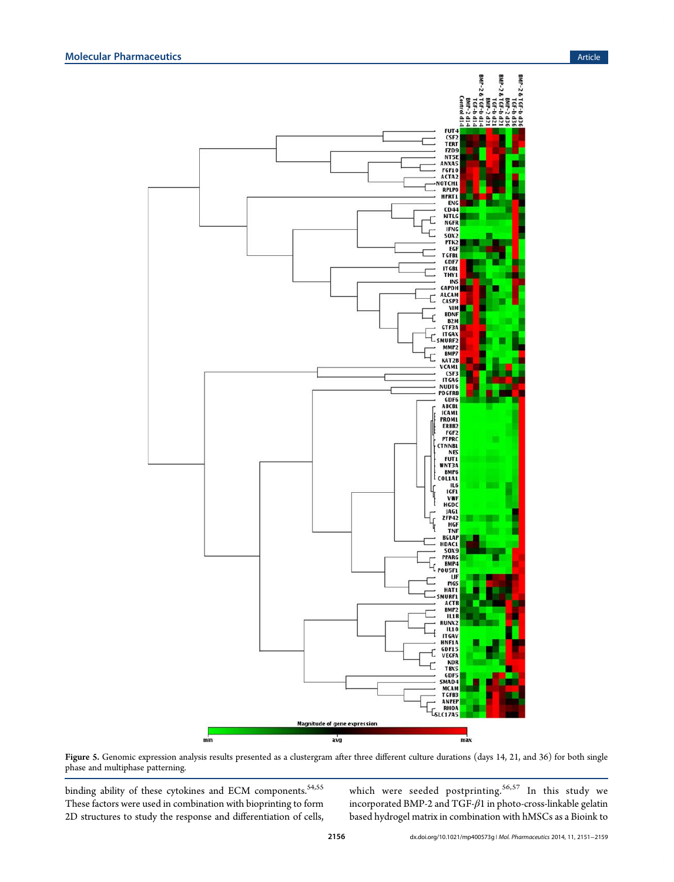Figure 5. Genomic expression analysis results presented as a clustergram after three different culture durations (days 14, 21, and 36) for both single phase and multiphase patterning.

binding ability of these cytokines and ECM components.[54,55] These factors were used in combination with bioprinting to form 2D structures to study the response and differentiation of cells, which were seeded postprinting.[56,57] In this study we incorporated BMP-2 and TGF-$\beta$1 in photo-cross-linkable gelatin based hydrogel matrix in combination with hMSCs as a Bioink to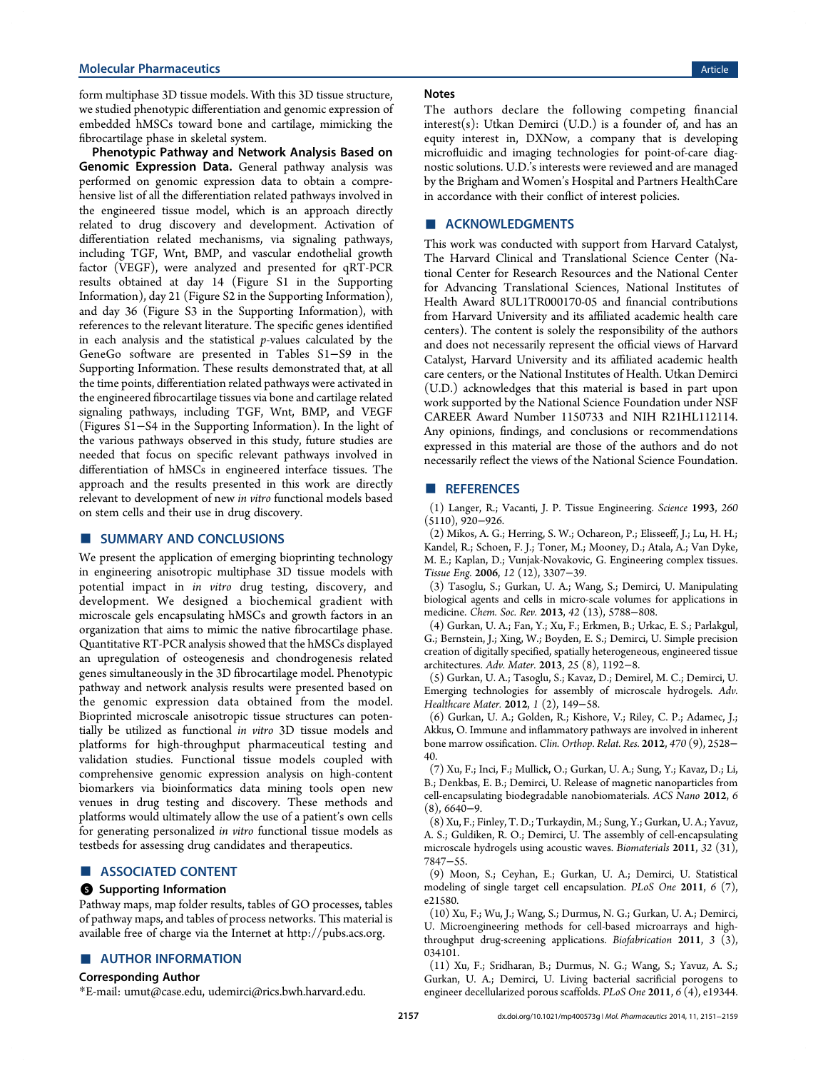form multiphase 3D tissue models. With this 3D tissue structure, we studied phenotypic differentiation and genomic expression of embedded hMSCs toward bone and cartilage, mimicking the fibrocartilage phase in skeletal system.

**Phenotypic Pathway and Network Analysis Based on Genomic Expression Data.** General pathway analysis was performed on genomic expression data to obtain a comprehensive list of all the differentiation related pathways involved in the engineered tissue model, which is an approach directly related to drug discovery and development. Activation of differentiation related mechanisms, via signaling pathways, including TGF, Wnt, BMP, and vascular endothelial growth factor (VEGF), were analyzed and presented for qRT-PCR results obtained at day 14 (Figure S1 in the Supporting Information), day 21 (Figure S2 in the Supporting Information), and day 36 (Figure S3 in the Supporting Information), with references to the relevant literature. The specific genes identified in each analysis and the statistical *p*-values calculated by the GeneGo software are presented in Tables S1−S9 in the Supporting Information. These results demonstrated that, at all the time points, differentiation related pathways were activated in the engineered fibrocartilage tissues via bone and cartilage related signaling pathways, including TGF, Wnt, BMP, and VEGF (Figures S1−S4 in the Supporting Information). In the light of the various pathways observed in this study, future studies are needed that focus on specific relevant pathways involved in differentiation of hMSCs in engineered interface tissues. The approach and the results presented in this work are directly relevant to development of new *in vitro* functional models based on stem cells and their use in drug discovery.

## SUMMARY AND CONCLUSIONS

We present the application of emerging bioprinting technology in engineering anisotropic multiphase 3D tissue models with potential impact in *in vitro* drug testing, discovery, and development. We designed a biochemical gradient with microscale gels encapsulating hMSCs and growth factors in an organization that aims to mimic the native fibrocartilage phase. Quantitative RT-PCR analysis showed that the hMSCs displayed an upregulation of osteogenesis and chondrogenesis related genes simultaneously in the 3D fibrocartilage model. Phenotypic pathway and network analysis results were presented based on the genomic expression data obtained from the model. Bioprinted microscale anisotropic tissue structures can potentially be utilized as functional *in vitro* 3D tissue models and platforms for high-throughput pharmaceutical testing and validation studies. Functional tissue models coupled with comprehensive genomic expression analysis on high-content biomarkers via bioinformatics data mining tools open new venues in drug testing and discovery. These methods and platforms would ultimately allow the use of a patient's own cells for generating personalized *in vitro* functional tissue models as testbeds for assessing drug candidates and therapeutics.

## ASSOCIATED CONTENT

### Supporting Information

Pathway maps, map folder results, tables of GO processes, tables of pathway maps, and tables of process networks. This material is available free of charge via the Internet at http://pubs.acs.org.

## AUTHOR INFORMATION

### Corresponding Author

*E-mail: umut@case.edu, udemirci@rics.bwh.harvard.edu.

### Notes

The authors declare the following competing financial interest(s): Utkan Demirci (U.D.) is a founder of, and has an equity interest in, DXNow, a company that is developing microfluidic and imaging technologies for point-of-care diagnostic solutions. U.D.'s interests were reviewed and are managed by the Brigham and Women's Hospital and Partners HealthCare in accordance with their conflict of interest policies.

## ACKNOWLEDGMENTS

This work was conducted with support from Harvard Catalyst, The Harvard Clinical and Translational Science Center (National Center for Research Resources and the National Center for Advancing Translational Sciences, National Institutes of Health Award 8UL1TR000170-05 and financial contributions from Harvard University and its affiliated academic health care centers). The content is solely the responsibility of the authors and does not necessarily represent the official views of Harvard Catalyst, Harvard University and its affiliated academic health care centers, or the National Institutes of Health. Utkan Demirci (U.D.) acknowledges that this material is based in part upon work supported by the National Science Foundation under NSF CAREER Award Number 1150733 and NIH R21HL112114. Any opinions, findings, and conclusions or recommendations expressed in this material are those of the authors and do not necessarily reflect the views of the National Science Foundation.

## REFERENCES

(1) Langer, R.; Vacanti, J. P. Tissue Engineering. *Science* **1993**, *260* (5110), 920−926.

(2) Mikos, A. G.; Herring, S. W.; Ochareon, P.; Elisseeff, J.; Lu, H. H.; Kandel, R.; Schoen, F. J.; Toner, M.; Mooney, D.; Atala, A.; Van Dyke, M. E.; Kaplan, D.; Vunjak-Novakovic, G. Engineering complex tissues. *Tissue Eng.* **2006**, *12* (12), 3307−39.

(3) Tasoglu, S.; Gurkan, U. A.; Wang, S.; Demirci, U. Manipulating biological agents and cells in micro-scale volumes for applications in medicine. *Chem. Soc. Rev.* **2013**, *42* (13), 5788−808.

(4) Gurkan, U. A.; Fan, Y.; Xu, F.; Erkmen, B.; Urkac, E. S.; Parlakgul, G.; Bernstein, J.; Xing, W.; Boyden, E. S.; Demirci, U. Simple precision creation of digitally specified, spatially heterogeneous, engineered tissue architectures. *Adv. Mater.* **2013**, *25* (8), 1192−8.

(5) Gurkan, U. A.; Tasoglu, S.; Kavaz, D.; Demirel, M. C.; Demirci, U. Emerging technologies for assembly of microscale hydrogels. *Adv. Healthcare Mater.* **2012**, *1* (2), 149−58.

(6) Gurkan, U. A.; Golden, R.; Kishore, V.; Riley, C. P.; Adamec, J.; Akkus, O. Immune and inflammatory pathways are involved in inherent bone marrow ossification. *Clin. Orthop. Relat. Res.* **2012**, *470* (9), 2528−40.

(7) Xu, F.; Inci, F.; Mullick, O.; Gurkan, U. A.; Sung, Y.; Kavaz, D.; Li, B.; Denkbas, E. B.; Demirci, U. Release of magnetic nanoparticles from cell-encapsulating biodegradable nanobiomaterials. *ACS Nano* **2012**, *6* (8), 6640−9.

(8) Xu, F.; Finley, T. D.; Turkaydin, M.; Sung, Y.; Gurkan, U. A.; Yavuz, A. S.; Guldiken, R. O.; Demirci, U. The assembly of cell-encapsulating microscale hydrogels using acoustic waves. *Biomaterials* **2011**, *32* (31), 7847−55.

(9) Moon, S.; Ceyhan, E.; Gurkan, U. A.; Demirci, U. Statistical modeling of single target cell encapsulation. *PLoS One* **2011**, *6* (7), e21580.

(10) Xu, F.; Wu, J.; Wang, S.; Durmus, N. G.; Gurkan, U. A.; Demirci, U. Microengineering methods for cell-based microarrays and high-throughput drug-screening applications. *Biofabrication* **2011**, *3* (3), 034101.

(11) Xu, F.; Sridharan, B.; Durmus, N. G.; Wang, S.; Yavuz, A. S.; Gurkan, U. A.; Demirci, U. Living bacterial sacrificial porogens to engineer decellularized porous scaffolds. *PLoS One* **2011**, *6* (4), e19344.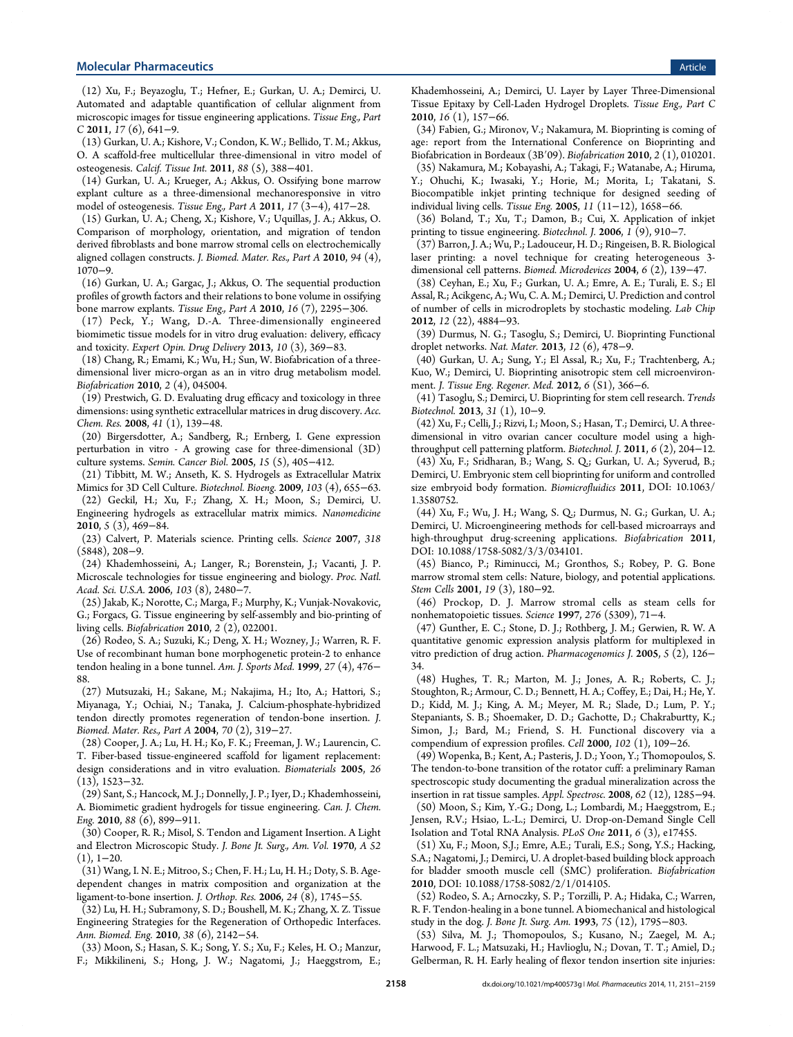(12) Xu, F.; Beyazoglu, T.; Hefner, E.; Gurkan, U. A.; Demirci, U. Automated and adaptable quantification of cellular alignment from microscopic images for tissue engineering applications. *Tissue Eng., Part C* **2011**, *17* (6), 641−9.

(13) Gurkan, U. A.; Kishore, V.; Condon, K. W.; Bellido, T. M.; Akkus, O. A scaffold-free multicellular three-dimensional in vitro model of osteogenesis. *Calcif. Tissue Int.* **2011**, *88* (5), 388−401.

(14) Gurkan, U. A.; Krueger, A.; Akkus, O. Ossifying bone marrow explant culture as a three-dimensional mechanoresponsive in vitro model of osteogenesis. *Tissue Eng., Part A* **2011**, *17* (3−4), 417−28.

(15) Gurkan, U. A.; Cheng, X.; Kishore, V.; Uquillas, J. A.; Akkus, O. Comparison of morphology, orientation, and migration of tendon derived fibroblasts and bone marrow stromal cells on electrochemically aligned collagen constructs. *J. Biomed. Mater. Res., Part A* **2010**, *94* (4), 1070−9.

(16) Gurkan, U. A.; Gargac, J.; Akkus, O. The sequential production profiles of growth factors and their relations to bone volume in ossifying bone marrow explants. *Tissue Eng., Part A* **2010**, *16* (7), 2295−306.

(17) Peck, Y.; Wang, D.-A. Three-dimensionally engineered biomimetic tissue models for in vitro drug evaluation: delivery, efficacy and toxicity. *Expert Opin. Drug Delivery* **2013**, *10* (3), 369−83.

(18) Chang, R.; Emami, K.; Wu, H.; Sun, W. Biofabrication of a three-dimensional liver micro-organ as an in vitro drug metabolism model. *Biofabrication* **2010**, *2* (4), 045004.

(19) Prestwich, G. D. Evaluating drug efficacy and toxicology in three dimensions: using synthetic extracellular matrices in drug discovery. *Acc. Chem. Res.* **2008**, *41* (1), 139−48.

(20) Birgersdotter, A.; Sandberg, R.; Ernberg, I. Gene expression perturbation in vitro - A growing case for three-dimensional (3D) culture systems. *Semin. Cancer Biol.* **2005**, *15* (5), 405−412.

(21) Tibbitt, M. W.; Anseth, K. S. Hydrogels as Extracellular Matrix Mimics for 3D Cell Culture. *Biotechnol. Bioeng.* **2009**, *103* (4), 655−63.

(22) Geckil, H.; Xu, F.; Zhang, X. H.; Moon, S.; Demirci, U. Engineering hydrogels as extracellular matrix mimics. *Nanomedicine* **2010**, *5* (3), 469−84.

(23) Calvert, P. Materials science. Printing cells. *Science* **2007**, *318* (5848), 208−9.

(24) Khademhosseini, A.; Langer, R.; Borenstein, J.; Vacanti, J. P. Microscale technologies for tissue engineering and biology. *Proc. Natl. Acad. Sci. U.S.A.* **2006**, *103* (8), 2480−7.

(25) Jakab, K.; Norotte, C.; Marga, F.; Murphy, K.; Vunjak-Novakovic, G.; Forgacs, G. Tissue engineering by self-assembly and bio-printing of living cells. *Biofabrication* **2010**, *2* (2), 022001.

(26) Rodeo, S. A.; Suzuki, K.; Deng, X. H.; Wozney, J.; Warren, R. F. Use of recombinant human bone morphogenetic protein-2 to enhance tendon healing in a bone tunnel. *Am. J. Sports Med.* **1999**, *27* (4), 476−88.

(27) Mutsuzaki, H.; Sakane, M.; Nakajima, H.; Ito, A.; Hattori, S.; Miyanaga, Y.; Ochiai, N.; Tanaka, J. Calcium-phosphate-hybridized tendon directly promotes regeneration of tendon-bone insertion. *J. Biomed. Mater. Res., Part A* **2004**, *70* (2), 319−27.

(28) Cooper, J. A.; Lu, H. H.; Ko, F. K.; Freeman, J. W.; Laurencin, C. T. Fiber-based tissue-engineered scaffold for ligament replacement: design considerations and in vitro evaluation. *Biomaterials* **2005**, *26* (13), 1523−32.

(29) Sant, S.; Hancock, M. J.; Donnelly, J. P.; Iyer, D.; Khademhosseini, A. Biomimetic gradient hydrogels for tissue engineering. *Can. J. Chem. Eng.* **2010**, *88* (6), 899−911.

(30) Cooper, R. R.; Misol, S. Tendon and Ligament Insertion. A Light and Electron Microscopic Study. *J. Bone Jt. Surg., Am. Vol.* **1970**, *A 52* (1), 1−20.

(31) Wang, I. N. E.; Mitroo, S.; Chen, F. H.; Lu, H. H.; Doty, S. B. Age-dependent changes in matrix composition and organization at the ligament-to-bone insertion. *J. Orthop. Res.* **2006**, *24* (8), 1745−55.

(32) Lu, H. H.; Subramony, S. D.; Boushell, M. K.; Zhang, X. Z. Tissue Engineering Strategies for the Regeneration of Orthopedic Interfaces. *Ann. Biomed. Eng.* **2010**, *38* (6), 2142−54.

(33) Moon, S.; Hasan, S. K.; Song, Y. S.; Xu, F.; Keles, H. O.; Manzur, F.; Mikkilineni, S.; Hong, J. W.; Nagatomi, J.; Haeggstrom, E.; Khademhosseini, A.; Demirci, U. Layer by Layer Three-Dimensional Tissue Epitaxy by Cell-Laden Hydrogel Droplets. *Tissue Eng., Part C* **2010**, *16* (1), 157−66.

(34) Fabien, G.; Mironov, V.; Nakamura, M. Bioprinting is coming of age: report from the International Conference on Bioprinting and Biofabrication in Bordeaux (3B'09). *Biofabrication* **2010**, *2* (1), 010201.

(35) Nakamura, M.; Kobayashi, A.; Takagi, F.; Watanabe, A.; Hiruma, Y.; Ohuchi, K.; Iwasaki, Y.; Horie, M.; Morita, I.; Takatani, S. Biocompatible inkjet printing technique for designed seeding of individual living cells. *Tissue Eng.* **2005**, *11* (11−12), 1658−66.

(36) Boland, T.; Xu, T.; Damon, B.; Cui, X. Application of inkjet printing to tissue engineering. *Biotechnol. J.* **2006**, *1* (9), 910−7.

(37) Barron, J. A.; Wu, P.; Ladouceur, H. D.; Ringeisen, B. R. Biological laser printing: a novel technique for creating heterogeneous 3-dimensional cell patterns. *Biomed. Microdevices* **2004**, *6* (2), 139−47.

(38) Ceyhan, E.; Xu, F.; Gurkan, U. A.; Emre, A. E.; Turali, E. S.; El Assal, R.; Acikgenc, A.; Wu, C. A. M.; Demirci, U. Prediction and control of number of cells in microdroplets by stochastic modeling. *Lab Chip* **2012**, *12* (22), 4884−93.

(39) Durmus, N. G.; Tasoglu, S.; Demirci, U. Bioprinting Functional droplet networks. *Nat. Mater.* **2013**, *12* (6), 478−9.

(40) Gurkan, U. A.; Sung, Y.; El Assal, R.; Xu, F.; Trachtenberg, A.; Kuo, W.; Demirci, U. Bioprinting anisotropic stem cell microenvironment. *J. Tissue Eng. Regener. Med.* **2012**, *6* (S1), 366−6.

(41) Tasoglu, S.; Demirci, U. Bioprinting for stem cell research. *Trends Biotechnol.* **2013**, *31* (1), 10−9.

(42) Xu, F.; Celli, J.; Rizvi, I.; Moon, S.; Hasan, T.; Demirci, U. A three-dimensional in vitro ovarian cancer coculture model using a high-throughput cell patterning platform. *Biotechnol. J.* **2011**, *6* (2), 204−12.

(43) Xu, F.; Sridharan, B.; Wang, S. Q.; Gurkan, U. A.; Syverud, B.; Demirci, U. Embryonic stem cell bioprinting for uniform and controlled size embryoid body formation. *Biomicrofluidics* **2011**, DOI: 10.1063/1.3580752.

(44) Xu, F.; Wu, J. H.; Wang, S. Q.; Durmus, N. G.; Gurkan, U. A.; Demirci, U. Microengineering methods for cell-based microarrays and high-throughput drug-screening applications. *Biofabrication* **2011**, DOI: 10.1088/1758-5082/3/3/034101.

(45) Bianco, P.; Riminucci, M.; Gronthos, S.; Robey, P. G. Bone marrow stromal stem cells: Nature, biology, and potential applications. *Stem Cells* **2001**, *19* (3), 180−92.

(46) Prockop, D. J. Marrow stromal cells as steam cells for nonhematopoietic tissues. *Science* **1997**, *276* (5309), 71−4.

(47) Gunther, E. C.; Stone, D. J.; Rothberg, J. M.; Gerwien, R. W. A quantitative genomic expression analysis platform for multiplexed in vitro prediction of drug action. *Pharmacogenomics J.* **2005**, *5* (2), 126−34.

(48) Hughes, T. R.; Marton, M. J.; Jones, A. R.; Roberts, C. J.; Stoughton, R.; Armour, C. D.; Bennett, H. A.; Coffey, E.; Dai, H.; He, Y. D.; Kidd, M. J.; King, A. M.; Meyer, M. R.; Slade, D.; Lum, P. Y.; Stepaniants, S. B.; Shoemaker, D. D.; Gachotte, D.; Chakraburtty, K.; Simon, J.; Bard, M.; Friend, S. H. Functional discovery via a compendium of expression profiles. *Cell* **2000**, *102* (1), 109−26.

(49) Wopenka, B.; Kent, A.; Pasteris, J. D.; Yoon, Y.; Thomopoulos, S. The tendon-to-bone transition of the rotator cuff: a preliminary Raman spectroscopic study documenting the gradual mineralization across the insertion in rat tissue samples. *Appl. Spectrosc.* **2008**, *62* (12), 1285−94.

(50) Moon, S.; Kim, Y.-G.; Dong, L.; Lombardi, M.; Haeggstrom, E.; Jensen, R.V.; Hsiao, L.-L.; Demirci, U. Drop-on-Demand Single Cell Isolation and Total RNA Analysis. *PLoS One* **2011**, *6* (3), e17455.

(51) Xu, F.; Moon, S.J.; Emre, A.E.; Turali, E.S.; Song, Y.S.; Hacking, S.A.; Nagatomi, J.; Demirci, U. A droplet-based building block approach for bladder smooth muscle cell (SMC) proliferation. *Biofabrication* **2010**, DOI: 10.1088/1758-5082/2/1/014105.

(52) Rodeo, S. A.; Arnoczky, S. P.; Torzilli, P. A.; Hidaka, C.; Warren, R. F. Tendon-healing in a bone tunnel. A biomechanical and histological study in the dog. *J. Bone Jt. Surg. Am.* **1993**, *75* (12), 1795−803.

(53) Silva, M. J.; Thomopoulos, S.; Kusano, N.; Zaegel, M. A.; Harwood, F. L.; Matsuzaki, H.; Havlioglu, N.; Dovan, T. T.; Amiel, D.; Gelberman, R. H. Early healing of flexor tendon insertion site injuries: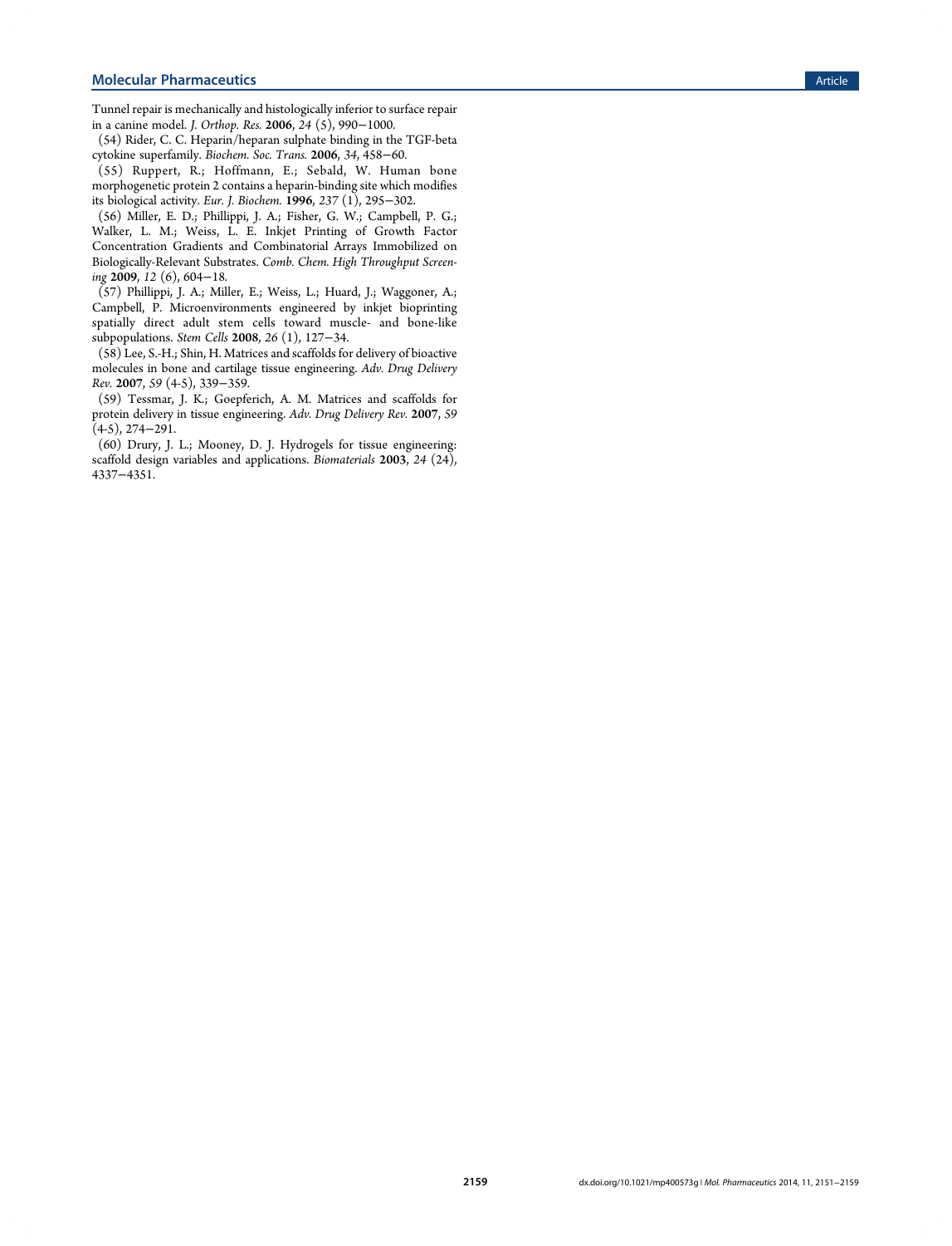Tunnel repair is mechanically and histologically inferior to surface repair in a canine model. *J. Orthop. Res.* **2006**, *24* (5), 990−1000.

(54) Rider, C. C. Heparin/heparan sulphate binding in the TGF-beta cytokine superfamily. *Biochem. Soc. Trans.* **2006**, *34*, 458−60.

(55) Ruppert, R.; Hoffmann, E.; Sebald, W. Human bone morphogenetic protein 2 contains a heparin-binding site which modifies its biological activity. *Eur. J. Biochem.* **1996**, *237* (1), 295−302.

(56) Miller, E. D.; Phillippi, J. A.; Fisher, G. W.; Campbell, P. G.; Walker, L. M.; Weiss, L. E. Inkjet Printing of Growth Factor Concentration Gradients and Combinatorial Arrays Immobilized on Biologically-Relevant Substrates. *Comb. Chem. High Throughput Screening* **2009**, *12* (6), 604−18.

(57) Phillippi, J. A.; Miller, E.; Weiss, L.; Huard, J.; Waggoner, A.; Campbell, P. Microenvironments engineered by inkjet bioprinting spatially direct adult stem cells toward muscle- and bone-like subpopulations. *Stem Cells* **2008**, *26* (1), 127−34.

(58) Lee, S.-H.; Shin, H. Matrices and scaffolds for delivery of bioactive molecules in bone and cartilage tissue engineering. *Adv. Drug Delivery Rev.* **2007**, *59* (4-5), 339−359.

(59) Tessmar, J. K.; Goepferich, A. M. Matrices and scaffolds for protein delivery in tissue engineering. *Adv. Drug Delivery Rev.* **2007**, *59* (4-5), 274−291.

(60) Drury, J. L.; Mooney, D. J. Hydrogels for tissue engineering: scaffold design variables and applications. *Biomaterials* **2003**, *24* (24), 4337−4351.